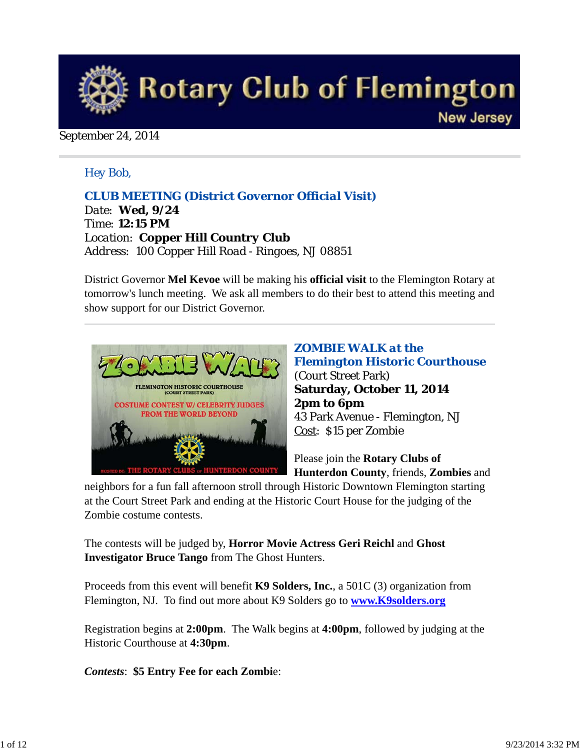# Rotary Club of Flemington

New Jersey

September 24, 2014

Hey Bob,

## CLUB MEETING (District Governor Official Visit)

Date: **Wed, 9/24**
Time: **12:15 PM**
Location: **Copper Hill Country Club**
Address: 100 Copper Hill Road - Ringoes, NJ 08851

District Governor **Mel Kevoe** will be making his **official visit** to the Flemington Rotary at tomorrow's lunch meeting. We ask all members to do their best to attend this meeting and show support for our District Governor.

## ZOMBIE WALK at the Flemington Historic Courthouse

(Court Street Park)
**Saturday, October 11, 2014**
**2pm to 6pm**
43 Park Avenue - Flemington, NJ
Cost: $15 per Zombie

Please join the **Rotary Clubs of Hunterdon County**, friends, **Zombies** and neighbors for a fun fall afternoon stroll through Historic Downtown Flemington starting at the Court Street Park and ending at the Historic Court House for the judging of the Zombie costume contests.

The contests will be judged by, **Horror Movie Actress Geri Reichl** and **Ghost Investigator Bruce Tango** from The Ghost Hunters.

Proceeds from this event will benefit **K9 Solders, Inc.**, a 501C (3) organization from Flemington, NJ. To find out more about K9 Solders go to **www.K9solders.org**

Registration begins at **2:00pm**. The Walk begins at **4:00pm**, followed by judging at the Historic Courthouse at **4:30pm**.

***Contests***: **$5 Entry Fee for each Zombie**: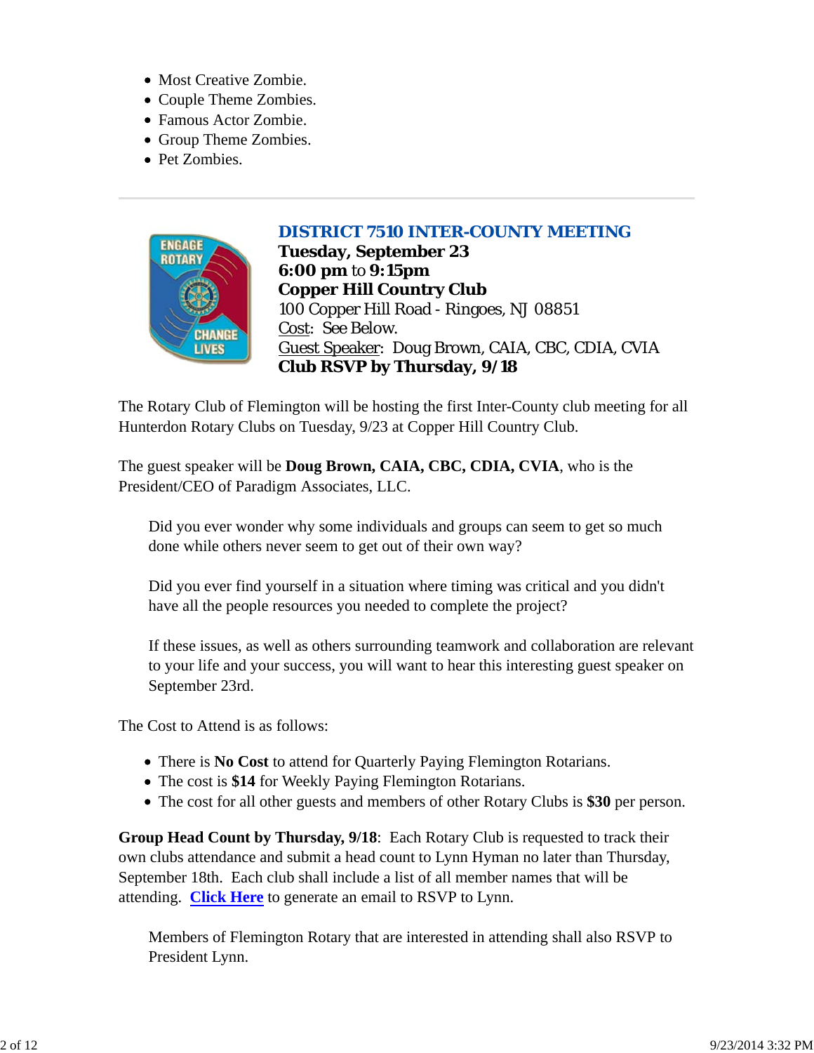- Most Creative Zombie.
- Couple Theme Zombies.
- Famous Actor Zombie.
- Group Theme Zombies.
- Pet Zombies.

---

## DISTRICT 7510 INTER-COUNTY MEETING

**Tuesday, September 23**
**6:00 pm** to **9:15pm**
**Copper Hill Country Club**
100 Copper Hill Road - Ringoes, NJ 08851
Cost: See Below.
Guest Speaker: Doug Brown, CAIA, CBC, CDIA, CVIA
**Club RSVP by Thursday, 9/18**

The Rotary Club of Flemington will be hosting the first Inter-County club meeting for all Hunterdon Rotary Clubs on Tuesday, 9/23 at Copper Hill Country Club.

The guest speaker will be **Doug Brown, CAIA, CBC, CDIA, CVIA**, who is the President/CEO of Paradigm Associates, LLC.

> Did you ever wonder why some individuals and groups can seem to get so much done while others never seem to get out of their own way?
>
> Did you ever find yourself in a situation where timing was critical and you didn't have all the people resources you needed to complete the project?
>
> If these issues, as well as others surrounding teamwork and collaboration are relevant to your life and your success, you will want to hear this interesting guest speaker on September 23rd.

The Cost to Attend is as follows:

- There is **No Cost** to attend for Quarterly Paying Flemington Rotarians.
- The cost is **$14** for Weekly Paying Flemington Rotarians.
- The cost for all other guests and members of other Rotary Clubs is **$30** per person.

**Group Head Count by Thursday, 9/18**: Each Rotary Club is requested to track their own clubs attendance and submit a head count to Lynn Hyman no later than Thursday, September 18th. Each club shall include a list of all member names that will be attending. **Click Here** to generate an email to RSVP to Lynn.

> Members of Flemington Rotary that are interested in attending shall also RSVP to President Lynn.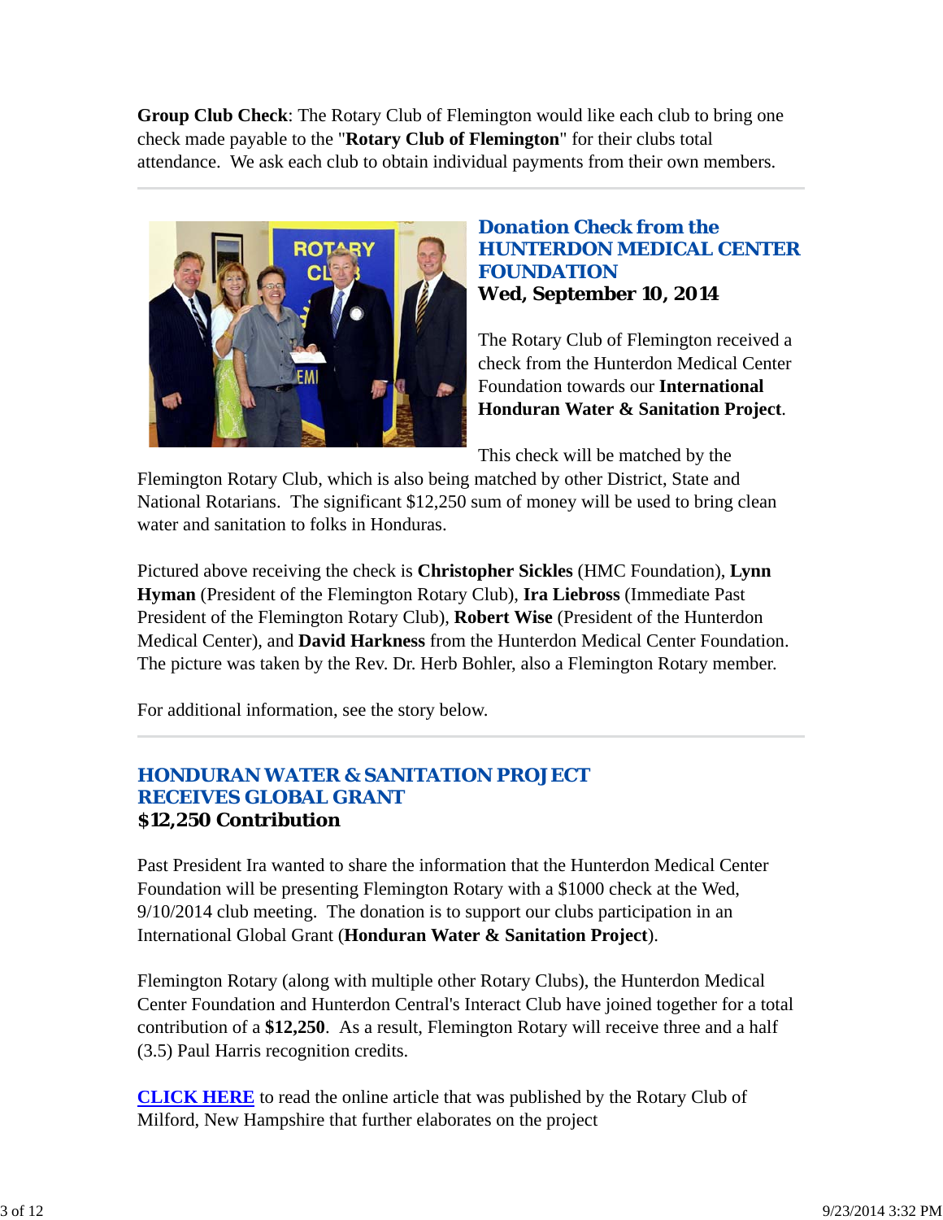**Group Club Check**: The Rotary Club of Flemington would like each club to bring one check made payable to the "**Rotary Club of Flemington**" for their clubs total attendance. We ask each club to obtain individual payments from their own members.

---

## Donation Check from the HUNTERDON MEDICAL CENTER FOUNDATION

### Wed, September 10, 2014

The Rotary Club of Flemington received a check from the Hunterdon Medical Center Foundation towards our **International Honduran Water & Sanitation Project**.

This check will be matched by the Flemington Rotary Club, which is also being matched by other District, State and National Rotarians. The significant $12,250 sum of money will be used to bring clean water and sanitation to folks in Honduras.

Pictured above receiving the check is **Christopher Sickles** (HMC Foundation), **Lynn Hyman** (President of the Flemington Rotary Club), **Ira Liebross** (Immediate Past President of the Flemington Rotary Club), **Robert Wise** (President of the Hunterdon Medical Center), and **David Harkness** from the Hunterdon Medical Center Foundation. The picture was taken by the Rev. Dr. Herb Bohler, also a Flemington Rotary member.

For additional information, see the story below.

---

## HONDURAN WATER & SANITATION PROJECT RECEIVES GLOBAL GRANT

### $12,250 Contribution

Past President Ira wanted to share the information that the Hunterdon Medical Center Foundation will be presenting Flemington Rotary with a $1000 check at the Wed, 9/10/2014 club meeting. The donation is to support our clubs participation in an International Global Grant (**Honduran Water & Sanitation Project**).

Flemington Rotary (along with multiple other Rotary Clubs), the Hunterdon Medical Center Foundation and Hunterdon Central's Interact Club have joined together for a total contribution of a **$12,250**. As a result, Flemington Rotary will receive three and a half (3.5) Paul Harris recognition credits.

**CLICK HERE** to read the online article that was published by the Rotary Club of Milford, New Hampshire that further elaborates on the project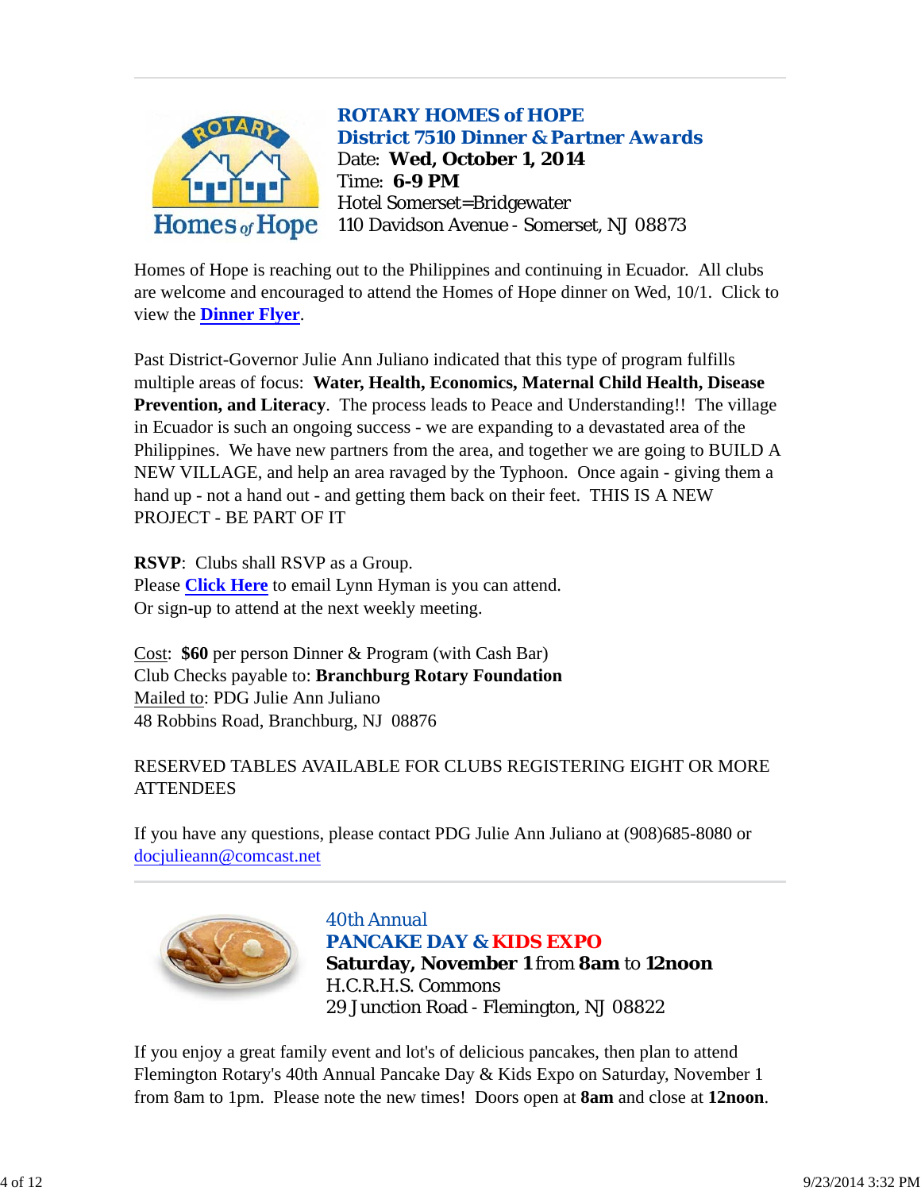## ROTARY HOMES of HOPE
## District 7510 Dinner & Partner Awards

Date: **Wed, October 1, 2014**
Time: **6-9 PM**
Hotel Somerset=Bridgewater
110 Davidson Avenue - Somerset, NJ 08873

Homes of Hope is reaching out to the Philippines and continuing in Ecuador. All clubs are welcome and encouraged to attend the Homes of Hope dinner on Wed, 10/1. Click to view the **Dinner Flyer**.

Past District-Governor Julie Ann Juliano indicated that this type of program fulfills multiple areas of focus: **Water, Health, Economics, Maternal Child Health, Disease Prevention, and Literacy**. The process leads to Peace and Understanding!! The village in Ecuador is such an ongoing success - we are expanding to a devastated area of the Philippines. We have new partners from the area, and together we are going to BUILD A NEW VILLAGE, and help an area ravaged by the Typhoon. Once again - giving them a hand up - not a hand out - and getting them back on their feet. THIS IS A NEW PROJECT - BE PART OF IT

**RSVP**: Clubs shall RSVP as a Group.
Please **Click Here** to email Lynn Hyman is you can attend.
Or sign-up to attend at the next weekly meeting.

Cost: **$60** per person Dinner & Program (with Cash Bar)
Club Checks payable to: **Branchburg Rotary Foundation**
Mailed to: PDG Julie Ann Juliano
48 Robbins Road, Branchburg, NJ 08876

RESERVED TABLES AVAILABLE FOR CLUBS REGISTERING EIGHT OR MORE ATTENDEES

If you have any questions, please contact PDG Julie Ann Juliano at (908)685-8080 or docjulieann@comcast.net

---

## 40th Annual
## PANCAKE DAY & KIDS EXPO

**Saturday, November 1** from **8am** to **12noon**
H.C.R.H.S. Commons
29 Junction Road - Flemington, NJ 08822

If you enjoy a great family event and lot's of delicious pancakes, then plan to attend Flemington Rotary's 40th Annual Pancake Day & Kids Expo on Saturday, November 1 from 8am to 1pm. Please note the new times! Doors open at **8am** and close at **12noon**.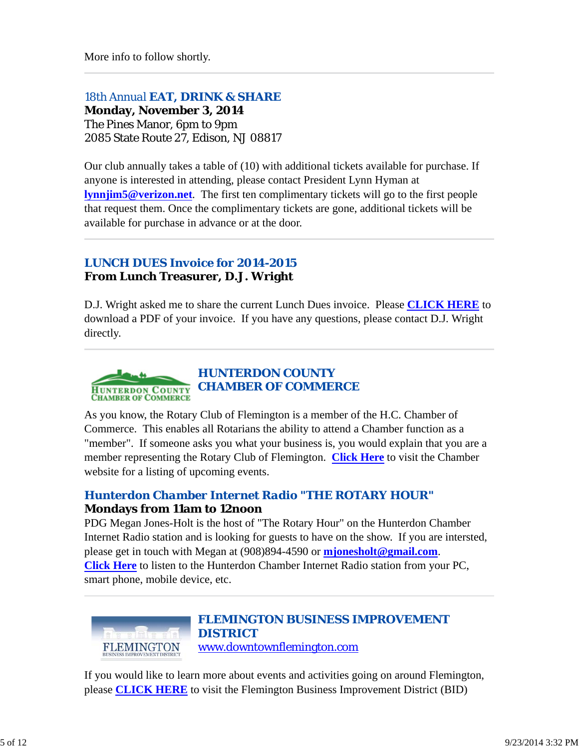More info to follow shortly.

---

### 18th Annual **EAT, DRINK & SHARE**

**Monday, November 3, 2014**
The Pines Manor, 6pm to 9pm
2085 State Route 27, Edison, NJ 08817

Our club annually takes a table of (10) with additional tickets available for purchase. If anyone is interested in attending, please contact President Lynn Hyman at **lynnjim5@verizon.net**. The first ten complimentary tickets will go to the first people that request them. Once the complimentary tickets are gone, additional tickets will be available for purchase in advance or at the door.

---

### LUNCH DUES Invoice for 2014-2015

**From Lunch Treasurer, D.J. Wright**

D.J. Wright asked me to share the current Lunch Dues invoice. Please **CLICK HERE** to download a PDF of your invoice. If you have any questions, please contact D.J. Wright directly.

---

### HUNTERDON COUNTY CHAMBER OF COMMERCE

As you know, the Rotary Club of Flemington is a member of the H.C. Chamber of Commerce. This enables all Rotarians the ability to attend a Chamber function as a "member". If someone asks you what your business is, you would explain that you are a member representing the Rotary Club of Flemington. **Click Here** to visit the Chamber website for a listing of upcoming events.

### Hunterdon Chamber Internet Radio "THE ROTARY HOUR"

**Mondays from 11am to 12noon**
PDG Megan Jones-Holt is the host of "The Rotary Hour" on the Hunterdon Chamber Internet Radio station and is looking for guests to have on the show. If you are intersted, please get in touch with Megan at (908)894-4590 or **mjonesholt@gmail.com**. **Click Here** to listen to the Hunterdon Chamber Internet Radio station from your PC, smart phone, mobile device, etc.

---

### FLEMINGTON BUSINESS IMPROVEMENT DISTRICT

www.downtownflemington.com

If you would like to learn more about events and activities going on around Flemington, please **CLICK HERE** to visit the Flemington Business Improvement District (BID)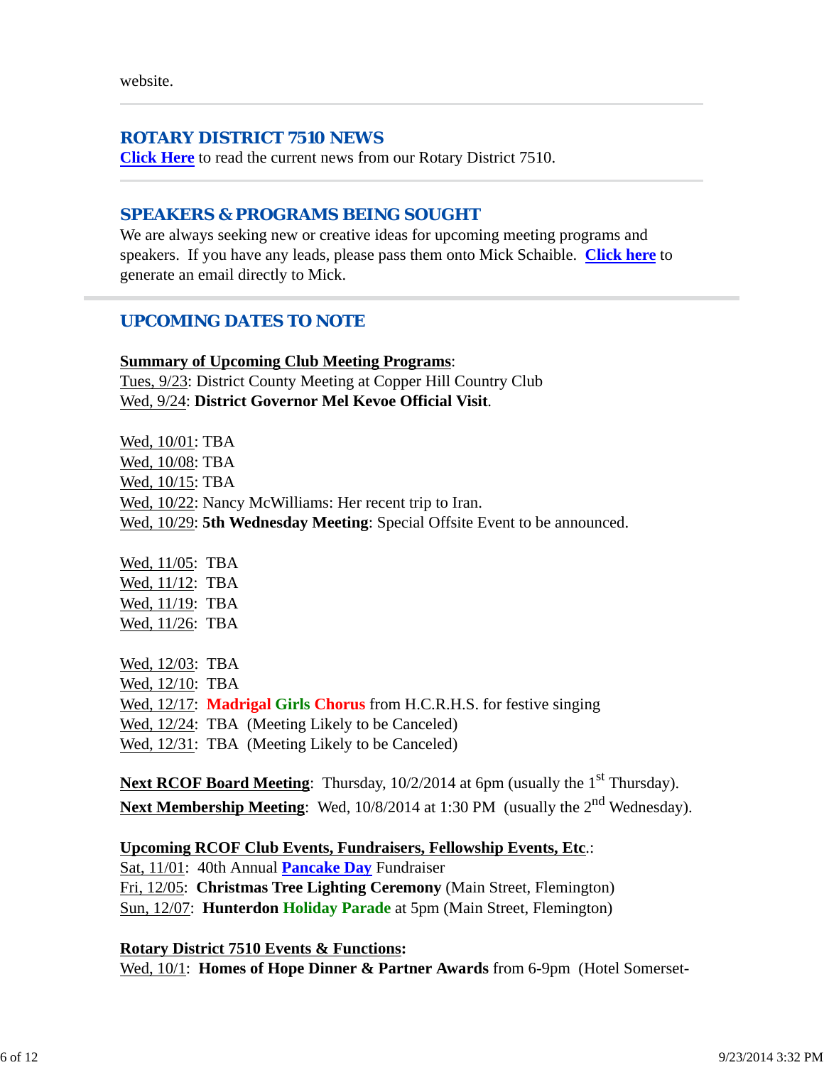website.

---

## ROTARY DISTRICT 7510 NEWS

**Click Here** to read the current news from our Rotary District 7510.

---

## SPEAKERS & PROGRAMS BEING SOUGHT

We are always seeking new or creative ideas for upcoming meeting programs and speakers. If you have any leads, please pass them onto Mick Schaible. **Click here** to generate an email directly to Mick.

---

## UPCOMING DATES TO NOTE

**Summary of Upcoming Club Meeting Programs**:
Tues, 9/23: District County Meeting at Copper Hill Country Club
Wed, 9/24: **District Governor Mel Kevoe Official Visit**.

Wed, 10/01: TBA
Wed, 10/08: TBA
Wed, 10/15: TBA
Wed, 10/22: Nancy McWilliams: Her recent trip to Iran.
Wed, 10/29: **5th Wednesday Meeting**: Special Offsite Event to be announced.

Wed, 11/05: TBA
Wed, 11/12: TBA
Wed, 11/19: TBA
Wed, 11/26: TBA

Wed, 12/03: TBA
Wed, 12/10: TBA
Wed, 12/17: **Madrigal Girls Chorus** from H.C.R.H.S. for festive singing
Wed, 12/24: TBA (Meeting Likely to be Canceled)
Wed, 12/31: TBA (Meeting Likely to be Canceled)

**Next RCOF Board Meeting**: Thursday, 10/2/2014 at 6pm (usually the 1st Thursday).
**Next Membership Meeting**: Wed, 10/8/2014 at 1:30 PM (usually the 2nd Wednesday).

**Upcoming RCOF Club Events, Fundraisers, Fellowship Events, Etc**.:
Sat, 11/01: 40th Annual **Pancake Day** Fundraiser
Fri, 12/05: **Christmas Tree Lighting Ceremony** (Main Street, Flemington)
Sun, 12/07: **Hunterdon Holiday Parade** at 5pm (Main Street, Flemington)

**Rotary District 7510 Events & Functions:**
Wed, 10/1: **Homes of Hope Dinner & Partner Awards** from 6-9pm (Hotel Somerset-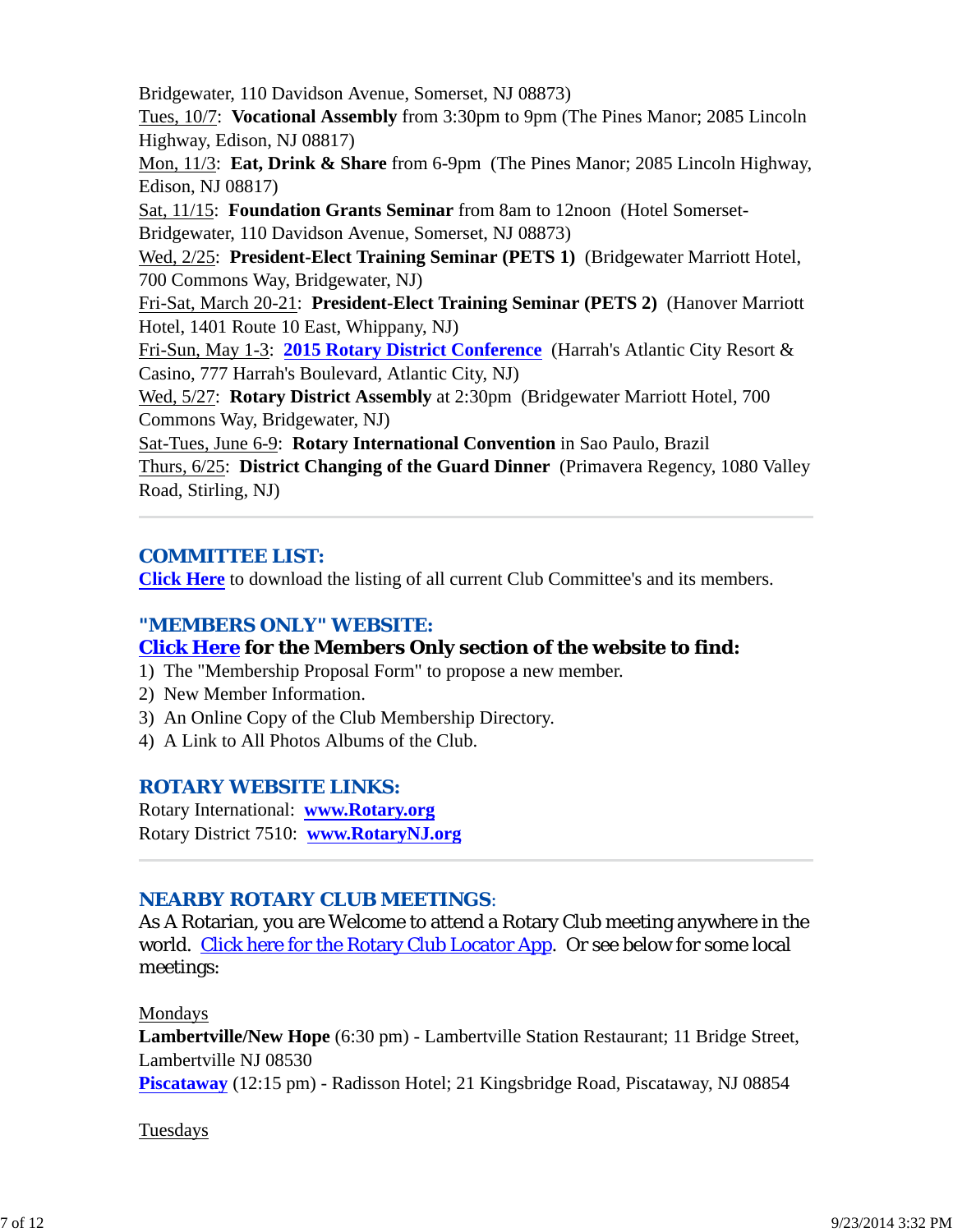Bridgewater, 110 Davidson Avenue, Somerset, NJ 08873)

Tues, 10/7: **Vocational Assembly** from 3:30pm to 9pm (The Pines Manor; 2085 Lincoln Highway, Edison, NJ 08817)

Mon, 11/3: **Eat, Drink & Share** from 6-9pm (The Pines Manor; 2085 Lincoln Highway, Edison, NJ 08817)

Sat, 11/15: **Foundation Grants Seminar** from 8am to 12noon (Hotel Somerset-Bridgewater, 110 Davidson Avenue, Somerset, NJ 08873)

Wed, 2/25: **President-Elect Training Seminar (PETS 1)** (Bridgewater Marriott Hotel, 700 Commons Way, Bridgewater, NJ)

Fri-Sat, March 20-21: **President-Elect Training Seminar (PETS 2)** (Hanover Marriott Hotel, 1401 Route 10 East, Whippany, NJ)

Fri-Sun, May 1-3: **2015 Rotary District Conference** (Harrah's Atlantic City Resort & Casino, 777 Harrah's Boulevard, Atlantic City, NJ)

Wed, 5/27: **Rotary District Assembly** at 2:30pm (Bridgewater Marriott Hotel, 700 Commons Way, Bridgewater, NJ)

Sat-Tues, June 6-9: **Rotary International Convention** in Sao Paulo, Brazil

Thurs, 6/25: **District Changing of the Guard Dinner** (Primavera Regency, 1080 Valley Road, Stirling, NJ)

---

## COMMITTEE LIST:

**Click Here** to download the listing of all current Club Committee's and its members.

## "MEMBERS ONLY" WEBSITE:

**Click Here for the Members Only section of the website to find:**

1) The "Membership Proposal Form" to propose a new member.
2) New Member Information.
3) An Online Copy of the Club Membership Directory.
4) A Link to All Photos Albums of the Club.

## ROTARY WEBSITE LINKS:

Rotary International: **www.Rotary.org**
Rotary District 7510: **www.RotaryNJ.org**

---

## NEARBY ROTARY CLUB MEETINGS:

As A Rotarian, you are Welcome to attend a Rotary Club meeting anywhere in the world. Click here for the Rotary Club Locator App. Or see below for some local meetings:

Mondays

**Lambertville/New Hope** (6:30 pm) - Lambertville Station Restaurant; 11 Bridge Street, Lambertville NJ 08530

**Piscataway** (12:15 pm) - Radisson Hotel; 21 Kingsbridge Road, Piscataway, NJ 08854

Tuesdays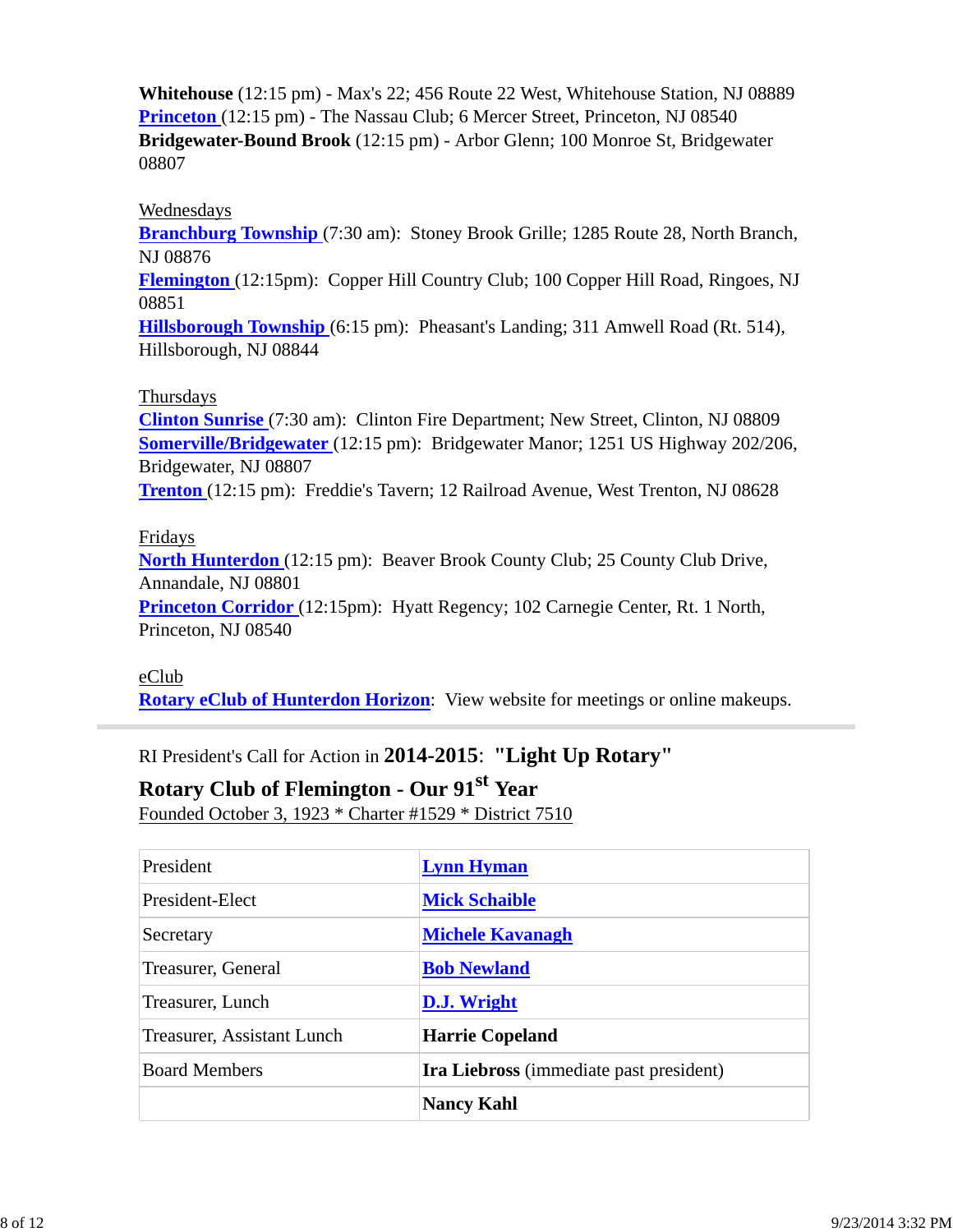**Whitehouse** (12:15 pm) - Max's 22; 456 Route 22 West, Whitehouse Station, NJ 08889
**Princeton** (12:15 pm) - The Nassau Club; 6 Mercer Street, Princeton, NJ 08540
**Bridgewater-Bound Brook** (12:15 pm) - Arbor Glenn; 100 Monroe St, Bridgewater 08807

Wednesdays
**Branchburg Township** (7:30 am): Stoney Brook Grille; 1285 Route 28, North Branch, NJ 08876
**Flemington** (12:15pm): Copper Hill Country Club; 100 Copper Hill Road, Ringoes, NJ 08851
**Hillsborough Township** (6:15 pm): Pheasant's Landing; 311 Amwell Road (Rt. 514), Hillsborough, NJ 08844

Thursdays
**Clinton Sunrise** (7:30 am): Clinton Fire Department; New Street, Clinton, NJ 08809
**Somerville/Bridgewater** (12:15 pm): Bridgewater Manor; 1251 US Highway 202/206, Bridgewater, NJ 08807
**Trenton** (12:15 pm): Freddie's Tavern; 12 Railroad Avenue, West Trenton, NJ 08628

Fridays
**North Hunterdon** (12:15 pm): Beaver Brook County Club; 25 County Club Drive, Annandale, NJ 08801
**Princeton Corridor** (12:15pm): Hyatt Regency; 102 Carnegie Center, Rt. 1 North, Princeton, NJ 08540

eClub
**Rotary eClub of Hunterdon Horizon**: View website for meetings or online makeups.

---

RI President's Call for Action in **2014-2015**: **"Light Up Rotary"**

**Rotary Club of Flemington - Our 91st Year**

Founded October 3, 1923 * Charter #1529 * District 7510

| | |
|---|---|
| President | **Lynn Hyman** |
| President-Elect | **Mick Schaible** |
| Secretary | **Michele Kavanagh** |
| Treasurer, General | **Bob Newland** |
| Treasurer, Lunch | **D.J. Wright** |
| Treasurer, Assistant Lunch | **Harrie Copeland** |
| Board Members | **Ira Liebross** (immediate past president) |
| | **Nancy Kahl** |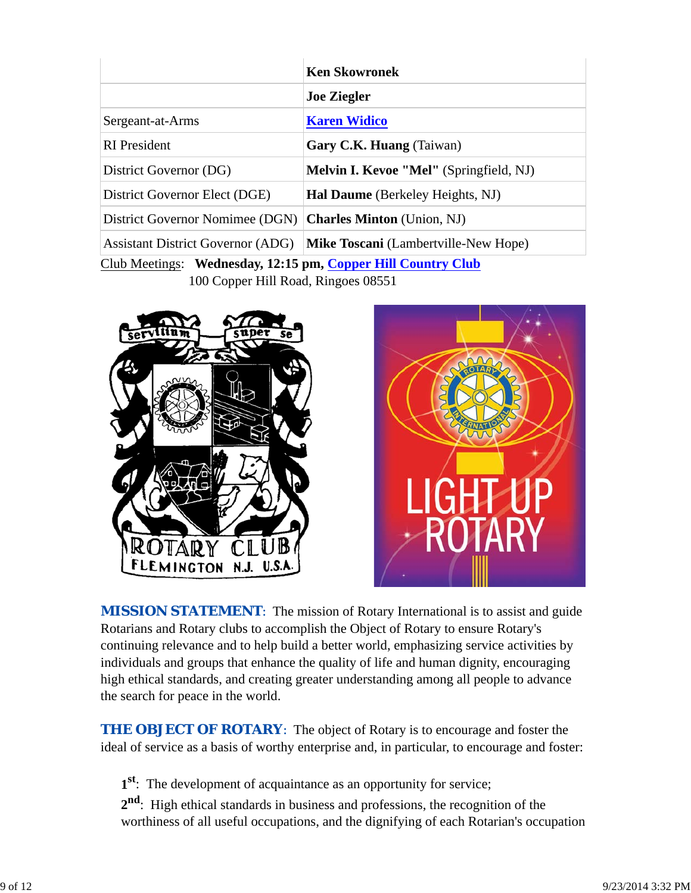| | |
|---|---|
| | **Ken Skowronek** |
| | **Joe Ziegler** |
| Sergeant-at-Arms | **Karen Widico** |
| RI President | **Gary C.K. Huang** (Taiwan) |
| District Governor (DG) | **Melvin I. Kevoe "Mel"** (Springfield, NJ) |
| District Governor Elect (DGE) | **Hal Daume** (Berkeley Heights, NJ) |
| District Governor Nominee (DGN) | **Charles Minton** (Union, NJ) |
| Assistant District Governor (ADG) | **Mike Toscani** (Lambertville-New Hope) |

Club Meetings: **Wednesday, 12:15 pm, Copper Hill Country Club**
100 Copper Hill Road, Ringoes 08551

**MISSION STATEMENT**: The mission of Rotary International is to assist and guide Rotarians and Rotary clubs to accomplish the Object of Rotary to ensure Rotary's continuing relevance and to help build a better world, emphasizing service activities by individuals and groups that enhance the quality of life and human dignity, encouraging high ethical standards, and creating greater understanding among all people to advance the search for peace in the world.

**THE OBJECT OF ROTARY**: The object of Rotary is to encourage and foster the ideal of service as a basis of worthy enterprise and, in particular, to encourage and foster:

1st: The development of acquaintance as an opportunity for service;

2nd: High ethical standards in business and professions, the recognition of the worthiness of all useful occupations, and the dignifying of each Rotarian's occupation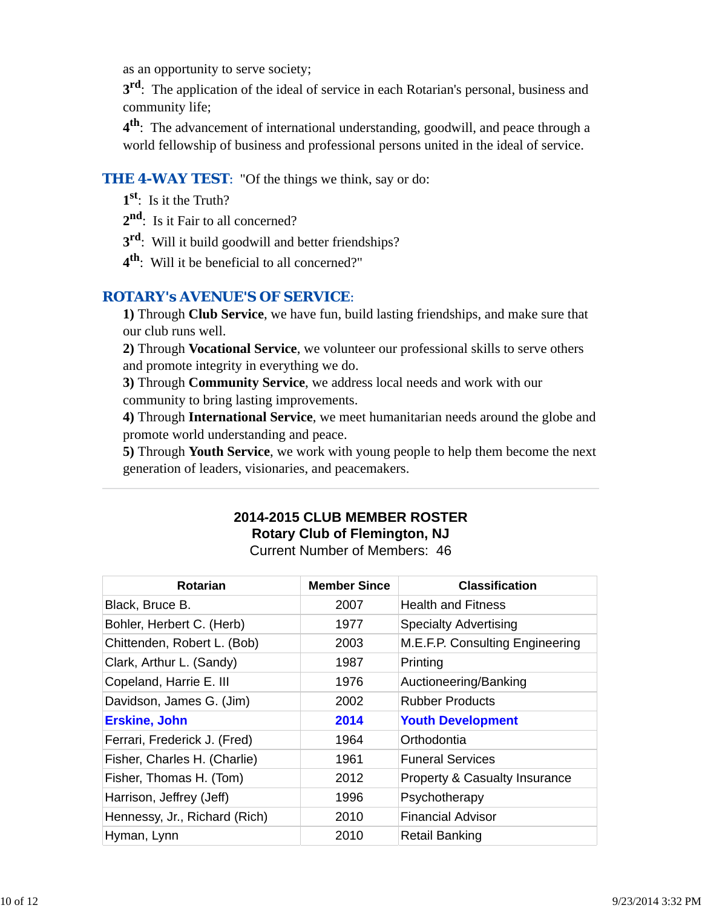as an opportunity to serve society;

**3rd**: The application of the ideal of service in each Rotarian's personal, business and community life;

**4th**: The advancement of international understanding, goodwill, and peace through a world fellowship of business and professional persons united in the ideal of service.

**THE 4-WAY TEST**: "Of the things we think, say or do:

**1st**: Is it the Truth?

**2nd**: Is it Fair to all concerned?

**3rd**: Will it build goodwill and better friendships?

**4th**: Will it be beneficial to all concerned?"

**ROTARY's AVENUE'S OF SERVICE**:

**1)** Through **Club Service**, we have fun, build lasting friendships, and make sure that our club runs well.

**2)** Through **Vocational Service**, we volunteer our professional skills to serve others and promote integrity in everything we do.

**3)** Through **Community Service**, we address local needs and work with our community to bring lasting improvements.

**4)** Through **International Service**, we meet humanitarian needs around the globe and promote world understanding and peace.

**5)** Through **Youth Service**, we work with young people to help them become the next generation of leaders, visionaries, and peacemakers.

---

**2014-2015 CLUB MEMBER ROSTER**
**Rotary Club of Flemington, NJ**
Current Number of Members: 46

| Rotarian | Member Since | Classification |
|---|---|---|
| Black, Bruce B. | 2007 | Health and Fitness |
| Bohler, Herbert C. (Herb) | 1977 | Specialty Advertising |
| Chittenden, Robert L. (Bob) | 2003 | M.E.F.P. Consulting Engineering |
| Clark, Arthur L. (Sandy) | 1987 | Printing |
| Copeland, Harrie E. III | 1976 | Auctioneering/Banking |
| Davidson, James G. (Jim) | 2002 | Rubber Products |
| **Erskine, John** | **2014** | **Youth Development** |
| Ferrari, Frederick J. (Fred) | 1964 | Orthodontia |
| Fisher, Charles H. (Charlie) | 1961 | Funeral Services |
| Fisher, Thomas H. (Tom) | 2012 | Property & Casualty Insurance |
| Harrison, Jeffrey (Jeff) | 1996 | Psychotherapy |
| Hennessy, Jr., Richard (Rich) | 2010 | Financial Advisor |
| Hyman, Lynn | 2010 | Retail Banking |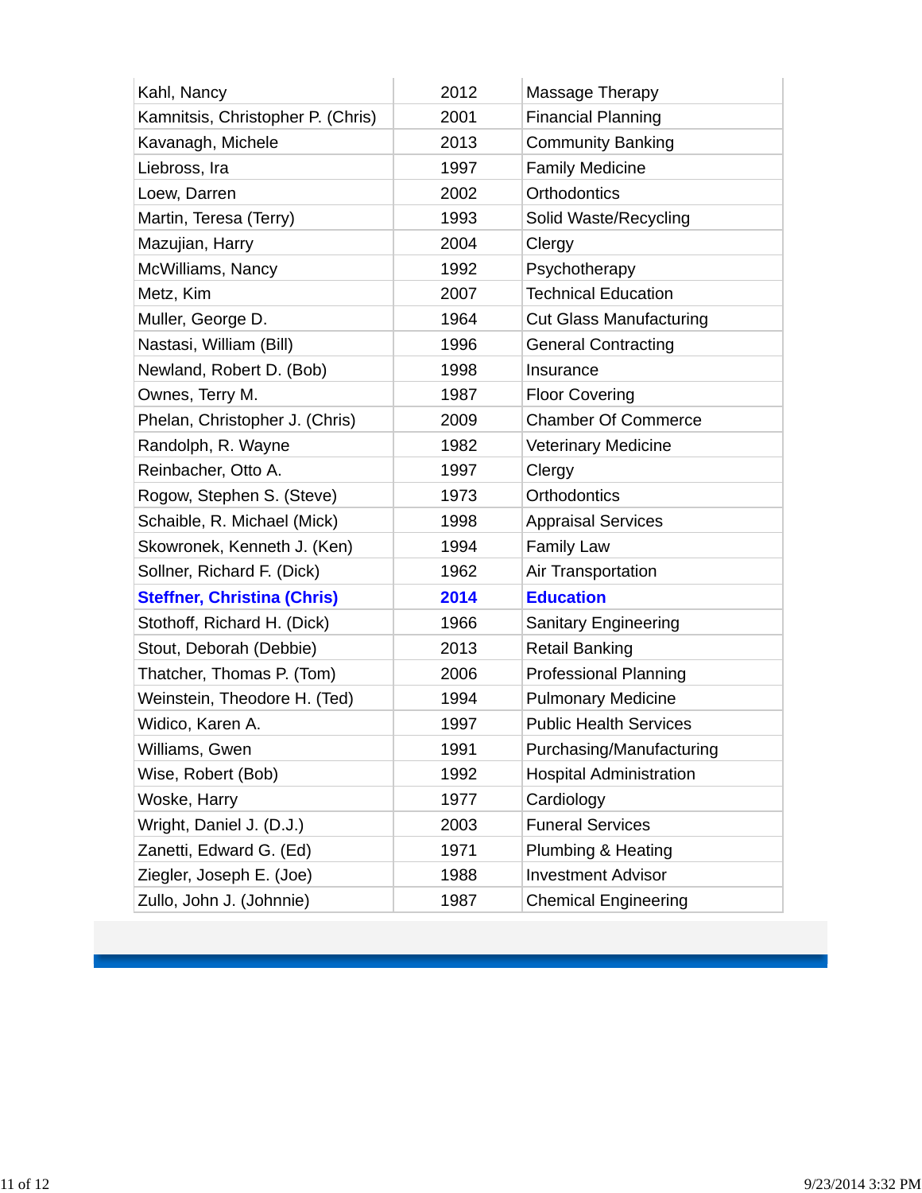| | | |
|---|---|---|
| Kahl, Nancy | 2012 | Massage Therapy |
| Kamnitsis, Christopher P. (Chris) | 2001 | Financial Planning |
| Kavanagh, Michele | 2013 | Community Banking |
| Liebross, Ira | 1997 | Family Medicine |
| Loew, Darren | 2002 | Orthodontics |
| Martin, Teresa (Terry) | 1993 | Solid Waste/Recycling |
| Mazujian, Harry | 2004 | Clergy |
| McWilliams, Nancy | 1992 | Psychotherapy |
| Metz, Kim | 2007 | Technical Education |
| Muller, George D. | 1964 | Cut Glass Manufacturing |
| Nastasi, William (Bill) | 1996 | General Contracting |
| Newland, Robert D. (Bob) | 1998 | Insurance |
| Ownes, Terry M. | 1987 | Floor Covering |
| Phelan, Christopher J. (Chris) | 2009 | Chamber Of Commerce |
| Randolph, R. Wayne | 1982 | Veterinary Medicine |
| Reinbacher, Otto A. | 1997 | Clergy |
| Rogow, Stephen S. (Steve) | 1973 | Orthodontics |
| Schaible, R. Michael (Mick) | 1998 | Appraisal Services |
| Skowronek, Kenneth J. (Ken) | 1994 | Family Law |
| Sollner, Richard F. (Dick) | 1962 | Air Transportation |
| **Steffner, Christina (Chris)** | **2014** | **Education** |
| Stothoff, Richard H. (Dick) | 1966 | Sanitary Engineering |
| Stout, Deborah (Debbie) | 2013 | Retail Banking |
| Thatcher, Thomas P. (Tom) | 2006 | Professional Planning |
| Weinstein, Theodore H. (Ted) | 1994 | Pulmonary Medicine |
| Widico, Karen A. | 1997 | Public Health Services |
| Williams, Gwen | 1991 | Purchasing/Manufacturing |
| Wise, Robert (Bob) | 1992 | Hospital Administration |
| Woske, Harry | 1977 | Cardiology |
| Wright, Daniel J. (D.J.) | 2003 | Funeral Services |
| Zanetti, Edward G. (Ed) | 1971 | Plumbing & Heating |
| Ziegler, Joseph E. (Joe) | 1988 | Investment Advisor |
| Zullo, John J. (Johnnie) | 1987 | Chemical Engineering |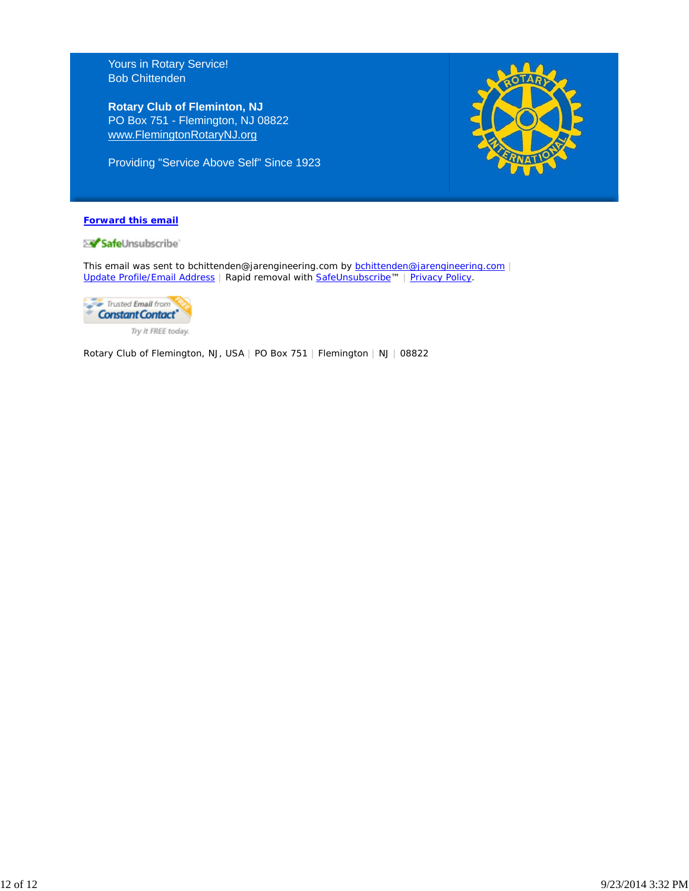Yours in Rotary Service!
Bob Chittenden

**Rotary Club of Fleminton, NJ**
PO Box 751 - Flemington, NJ 08822
www.FlemingtonRotaryNJ.org

Providing "Service Above Self" Since 1923

**Forward this email**

SafeUnsubscribe

This email was sent to bchittenden@jarengineering.com by bchittenden@jarengineering.com | Update Profile/Email Address | Rapid removal with SafeUnsubscribe™ | Privacy Policy.

Trusted Email from Constant Contact FREE
Try it FREE today.

Rotary Club of Flemington, NJ, USA | PO Box 751 | Flemington | NJ | 08822